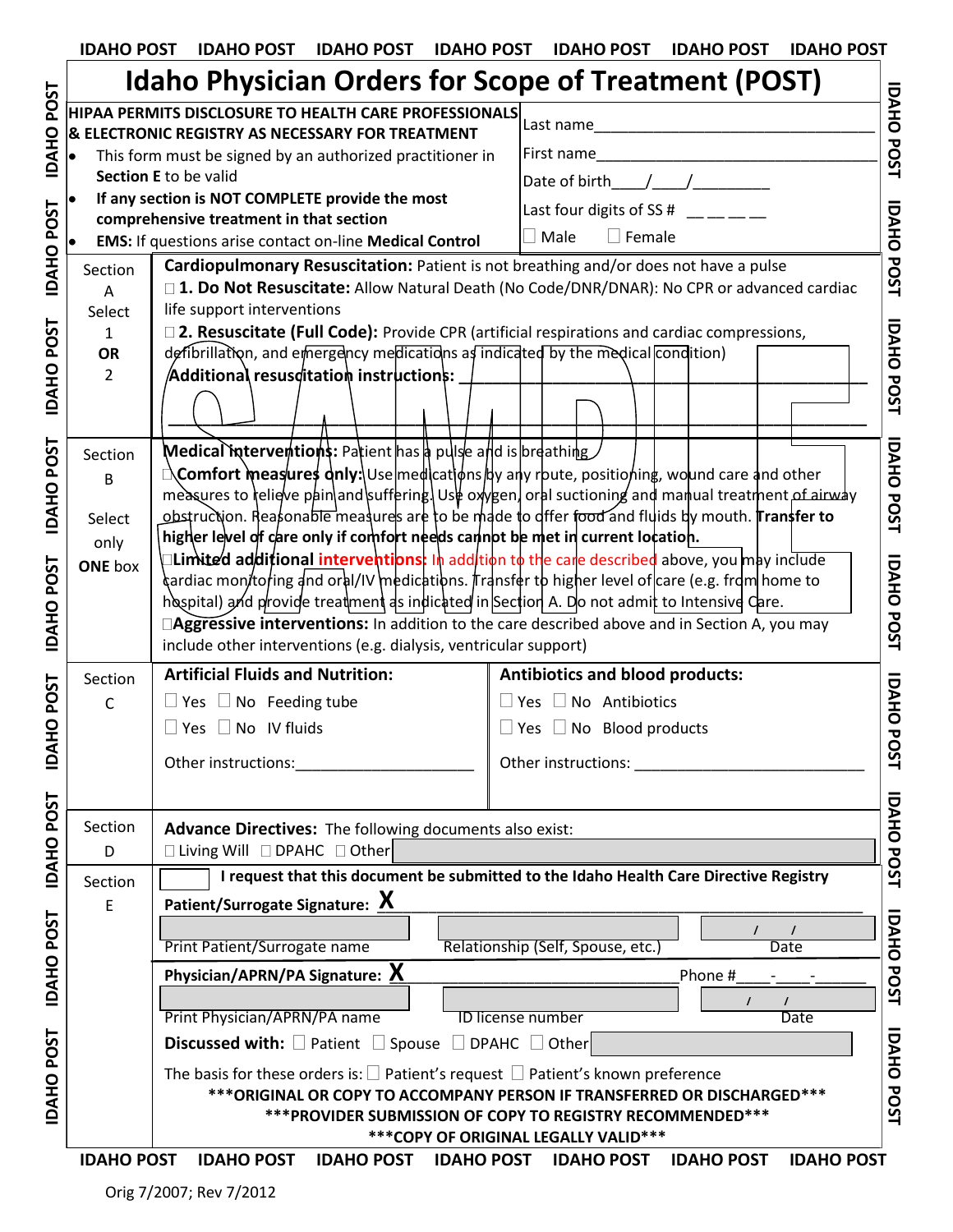# Idaho Physician Orders for Scope of Treatment (POST)

**HIPAA PERMITS DISCLOSURE TO HEALTH CARE PROFESSIONALS & ELECTRONIC REGISTRY AS NECESSARY FOR TREATMENT**

- This form must be signed by an authorized practitioner in **Section E** to be valid
- **If any section is NOT COMPLETE provide the most comprehensive treatment in that section**
- **EMS:** If questions arise contact on-line **Medical Control**

Last name_______________________________

First name_______________________________

Date of birth____/____/_________

Last four digits of SS # __ __ __ __

☐ Male ☐ Female

| | |
|---|---|
| Section A<br>Select 1 **OR** 2 | **Cardiopulmonary Resuscitation:** Patient is not breathing and/or does not have a pulse<br>☐ **1. Do Not Resuscitate:** Allow Natural Death (No Code/DNR/DNAR): No CPR or advanced cardiac life support interventions<br>☐ **2. Resuscitate (Full Code):** Provide CPR (artificial respirations and cardiac compressions, defibrillation, and emergency medications as indicated by the medical condition)<br>**Additional resuscitation instructions:** _______________________________<br>_______________________________________________ |
| Section B<br>Select only **ONE** box | **Medical interventions:** Patient has a pulse and is breathing<br>☐**Comfort measures only:** Use medications by any route, positioning, wound care and other measures to relieve pain and suffering. Use oxygen, oral suctioning and manual treatment of airway obstruction. Reasonable measures are to be made to offer food and fluids by mouth. **Transfer to higher level of care only if comfort needs cannot be met in current location.**<br>☐**Limited additional interventions:** In addition to the care described above, you may include cardiac monitoring and oral/IV medications. Transfer to higher level of care (e.g. from home to hospital) and provide treatment as indicated in Section A. Do not admit to Intensive Care.<br>☐**Aggressive interventions:** In addition to the care described above and in Section A, you may include other interventions (e.g. dialysis, ventricular support) |
| Section C | **Artificial Fluids and Nutrition:**<br>☐ Yes ☐ No Feeding tube<br>☐ Yes ☐ No IV fluids<br>Other instructions:____________________<br><br>**Antibiotics and blood products:**<br>☐ Yes ☐ No Antibiotics<br>☐ Yes ☐ No Blood products<br>Other instructions: ____________________ |
| Section D | **Advance Directives:** The following documents also exist:<br>☐ Living Will ☐ DPAHC ☐ Other |
| Section E | ☐ **I request that this document be submitted to the Idaho Health Care Directive Registry**<br>**Patient/Surrogate Signature: X** _______________________________<br>Print Patient/Surrogate name \| Relationship (Self, Spouse, etc.) \| Date / /<br>**Physician/APRN/PA Signature: X** ____________________ Phone #____-____-______<br>Print Physician/APRN/PA name \| ID license number \| Date / /<br>**Discussed with:** ☐ Patient ☐ Spouse ☐ DPAHC ☐ Other<br>The basis for these orders is: ☐ Patient's request ☐ Patient's known preference<br>**\*\*\*ORIGINAL OR COPY TO ACCOMPANY PERSON IF TRANSFERRED OR DISCHARGED\*\*\***<br>**\*\*\*PROVIDER SUBMISSION OF COPY TO REGISTRY RECOMMENDED\*\*\***<br>**\*\*\*COPY OF ORIGINAL LEGALLY VALID\*\*\*** |

Orig 7/2007; Rev 7/2012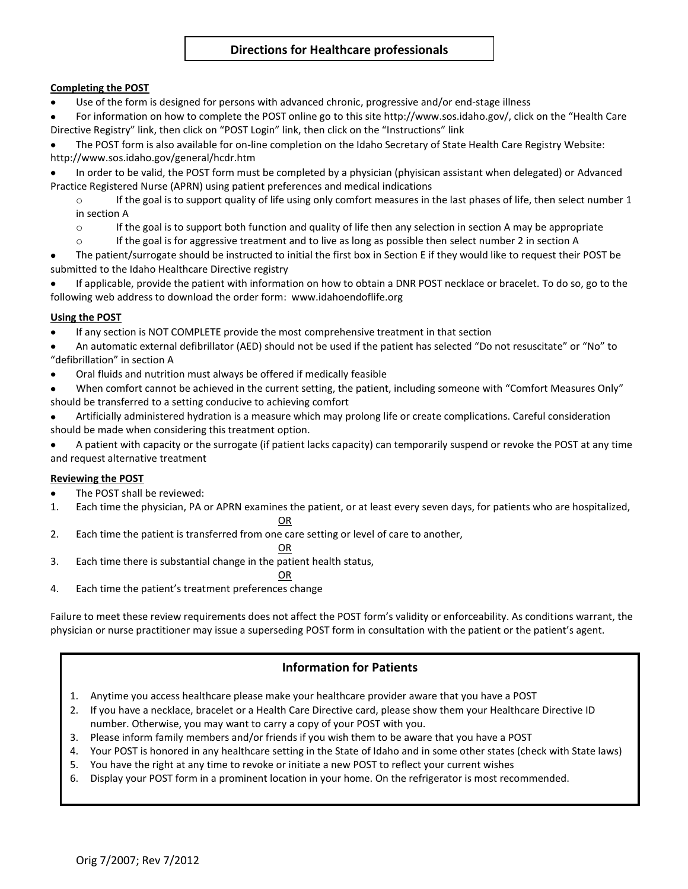## Directions for Healthcare professionals

**Completing the POST**

- Use of the form is designed for persons with advanced chronic, progressive and/or end-stage illness
- For information on how to complete the POST online go to this site http://www.sos.idaho.gov/, click on the "Health Care Directive Registry" link, then click on "POST Login" link, then click on the "Instructions" link
- The POST form is also available for on-line completion on the Idaho Secretary of State Health Care Registry Website: http://www.sos.idaho.gov/general/hcdr.htm
- In order to be valid, the POST form must be completed by a physician (phyisican assistant when delegated) or Advanced Practice Registered Nurse (APRN) using patient preferences and medical indications
    - If the goal is to support quality of life using only comfort measures in the last phases of life, then select number 1 in section A
    - If the goal is to support both function and quality of life then any selection in section A may be appropriate
    - If the goal is for aggressive treatment and to live as long as possible then select number 2 in section A
- The patient/surrogate should be instructed to initial the first box in Section E if they would like to request their POST be submitted to the Idaho Healthcare Directive registry
- If applicable, provide the patient with information on how to obtain a DNR POST necklace or bracelet. To do so, go to the following web address to download the order form: www.idahoendoflife.org

**Using the POST**

- If any section is NOT COMPLETE provide the most comprehensive treatment in that section
- An automatic external defibrillator (AED) should not be used if the patient has selected "Do not resuscitate" or "No" to "defibrillation" in section A
- Oral fluids and nutrition must always be offered if medically feasible
- When comfort cannot be achieved in the current setting, the patient, including someone with "Comfort Measures Only" should be transferred to a setting conducive to achieving comfort
- Artificially administered hydration is a measure which may prolong life or create complications. Careful consideration should be made when considering this treatment option.
- A patient with capacity or the surrogate (if patient lacks capacity) can temporarily suspend or revoke the POST at any time and request alternative treatment

**Reviewing the POST**

- The POST shall be reviewed:

1. Each time the physician, PA or APRN examines the patient, or at least every seven days, for patients who are hospitalized,

   OR

2. Each time the patient is transferred from one care setting or level of care to another,

   OR

3. Each time there is substantial change in the patient health status,

   OR

4. Each time the patient's treatment preferences change

Failure to meet these review requirements does not affect the POST form's validity or enforceability. As conditions warrant, the physician or nurse practitioner may issue a superseding POST form in consultation with the patient or the patient's agent.

## Information for Patients

1. Anytime you access healthcare please make your healthcare provider aware that you have a POST
2. If you have a necklace, bracelet or a Health Care Directive card, please show them your Healthcare Directive ID number. Otherwise, you may want to carry a copy of your POST with you.
3. Please inform family members and/or friends if you wish them to be aware that you have a POST
4. Your POST is honored in any healthcare setting in the State of Idaho and in some other states (check with State laws)
5. You have the right at any time to revoke or initiate a new POST to reflect your current wishes
6. Display your POST form in a prominent location in your home. On the refrigerator is most recommended.

Orig 7/2007; Rev 7/2012